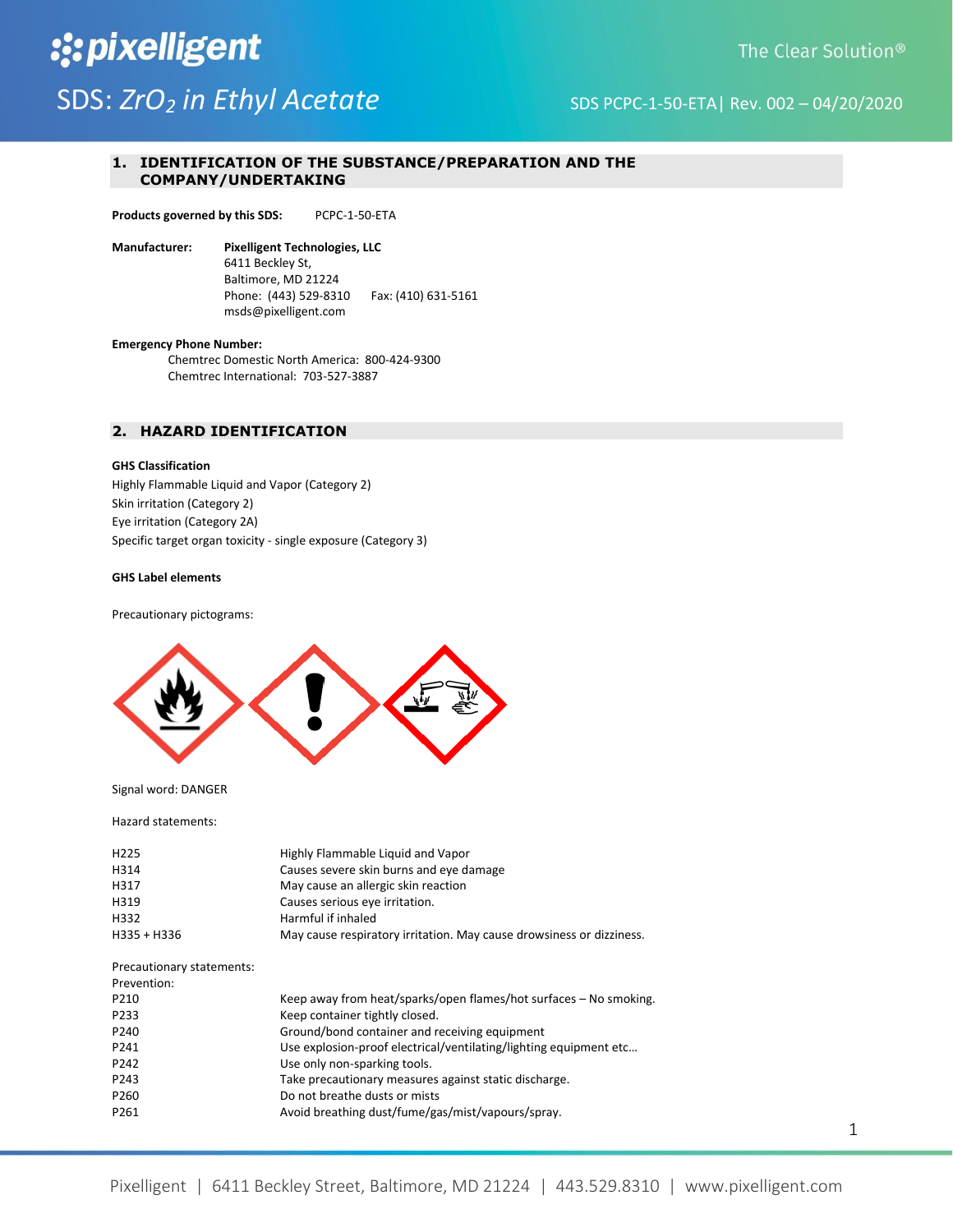# SDS: *$ZrO_2$ in Ethyl Acetate*

The Clear Solution®

SDS PCPC-1-50-ETA| Rev. 002 – 04/20/2020

## 1. IDENTIFICATION OF THE SUBSTANCE/PREPARATION AND THE COMPANY/UNDERTAKING

**Products governed by this SDS:** PCPC-1-50-ETA

**Manufacturer:** **Pixelligent Technologies, LLC**
6411 Beckley St,
Baltimore, MD 21224
Phone: (443) 529-8310 Fax: (410) 631-5161
msds@pixelligent.com

**Emergency Phone Number:**
Chemtrec Domestic North America: 800-424-9300
Chemtrec International: 703-527-3887

## 2. HAZARD IDENTIFICATION

**GHS Classification**

Highly Flammable Liquid and Vapor (Category 2)
Skin irritation (Category 2)
Eye irritation (Category 2A)
Specific target organ toxicity - single exposure (Category 3)

**GHS Label elements**

Precautionary pictograms:

Signal word: DANGER

Hazard statements:

| | |
|---|---|
| H225 | Highly Flammable Liquid and Vapor |
| H314 | Causes severe skin burns and eye damage |
| H317 | May cause an allergic skin reaction |
| H319 | Causes serious eye irritation. |
| H332 | Harmful if inhaled |
| H335 + H336 | May cause respiratory irritation. May cause drowsiness or dizziness. |

Precautionary statements:
Prevention:

| | |
|---|---|
| P210 | Keep away from heat/sparks/open flames/hot surfaces – No smoking. |
| P233 | Keep container tightly closed. |
| P240 | Ground/bond container and receiving equipment |
| P241 | Use explosion-proof electrical/ventilating/lighting equipment etc… |
| P242 | Use only non-sparking tools. |
| P243 | Take precautionary measures against static discharge. |
| P260 | Do not breathe dusts or mists |
| P261 | Avoid breathing dust/fume/gas/mist/vapours/spray. |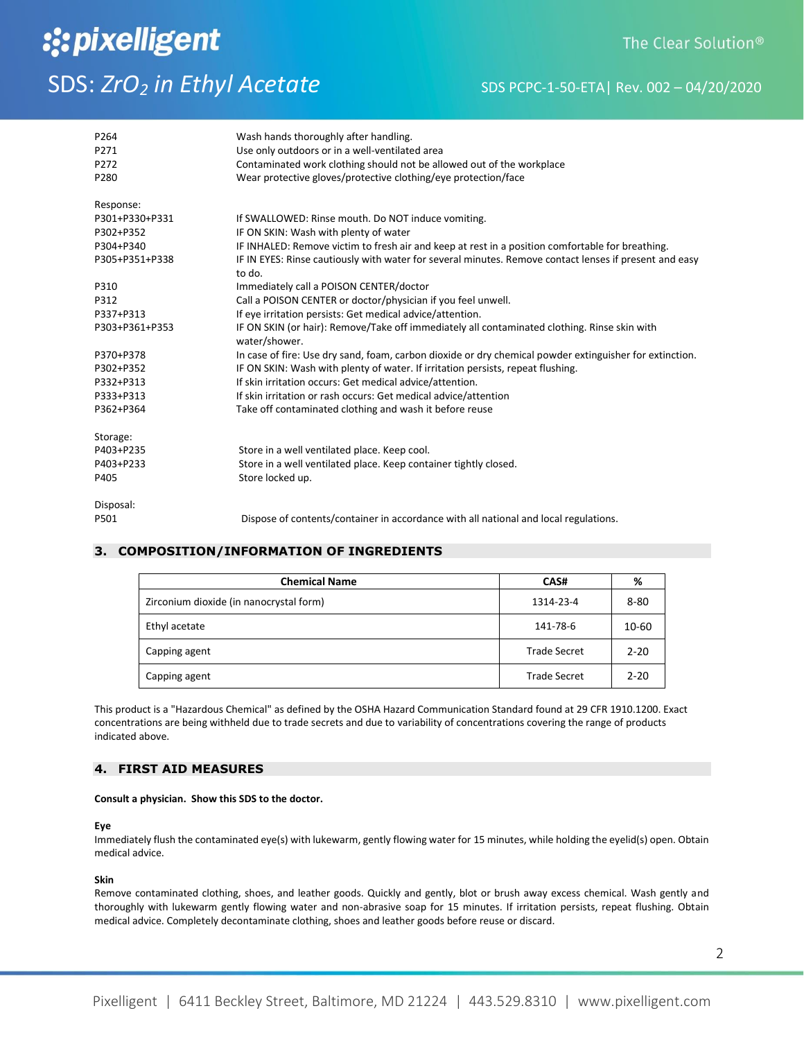| | |
|---|---|
| P264 | Wash hands thoroughly after handling. |
| P271 | Use only outdoors or in a well-ventilated area |
| P272 | Contaminated work clothing should not be allowed out of the workplace |
| P280 | Wear protective gloves/protective clothing/eye protection/face |

Response:

| | |
|---|---|
| P301+P330+P331 | If SWALLOWED: Rinse mouth. Do NOT induce vomiting. |
| P302+P352 | IF ON SKIN: Wash with plenty of water |
| P304+P340 | IF INHALED: Remove victim to fresh air and keep at rest in a position comfortable for breathing. |
| P305+P351+P338 | IF IN EYES: Rinse cautiously with water for several minutes. Remove contact lenses if present and easy to do. |
| P310 | Immediately call a POISON CENTER/doctor |
| P312 | Call a POISON CENTER or doctor/physician if you feel unwell. |
| P337+P313 | If eye irritation persists: Get medical advice/attention. |
| P303+P361+P353 | IF ON SKIN (or hair): Remove/Take off immediately all contaminated clothing. Rinse skin with water/shower. |
| P370+P378 | In case of fire: Use dry sand, foam, carbon dioxide or dry chemical powder extinguisher for extinction. |
| P302+P352 | IF ON SKIN: Wash with plenty of water. If irritation persists, repeat flushing. |
| P332+P313 | If skin irritation occurs: Get medical advice/attention. |
| P333+P313 | If skin irritation or rash occurs: Get medical advice/attention |
| P362+P364 | Take off contaminated clothing and wash it before reuse |

Storage:

| | |
|---|---|
| P403+P235 | Store in a well ventilated place. Keep cool. |
| P403+P233 | Store in a well ventilated place. Keep container tightly closed. |
| P405 | Store locked up. |

Disposal:

| | |
|---|---|
| P501 | Dispose of contents/container in accordance with all national and local regulations. |

## 3. COMPOSITION/INFORMATION OF INGREDIENTS

| Chemical Name | CAS# | % |
|---|---|---|
| Zirconium dioxide (in nanocrystal form) | 1314-23-4 | 8-80 |
| Ethyl acetate | 141-78-6 | 10-60 |
| Capping agent | Trade Secret | 2-20 |
| Capping agent | Trade Secret | 2-20 |

This product is a "Hazardous Chemical" as defined by the OSHA Hazard Communication Standard found at 29 CFR 1910.1200. Exact concentrations are being withheld due to trade secrets and due to variability of concentrations covering the range of products indicated above.

## 4. FIRST AID MEASURES

**Consult a physician. Show this SDS to the doctor.**

**Eye**

Immediately flush the contaminated eye(s) with lukewarm, gently flowing water for 15 minutes, while holding the eyelid(s) open. Obtain medical advice.

**Skin**

Remove contaminated clothing, shoes, and leather goods. Quickly and gently, blot or brush away excess chemical. Wash gently and thoroughly with lukewarm gently flowing water and non-abrasive soap for 15 minutes. If irritation persists, repeat flushing. Obtain medical advice. Completely decontaminate clothing, shoes and leather goods before reuse or discard.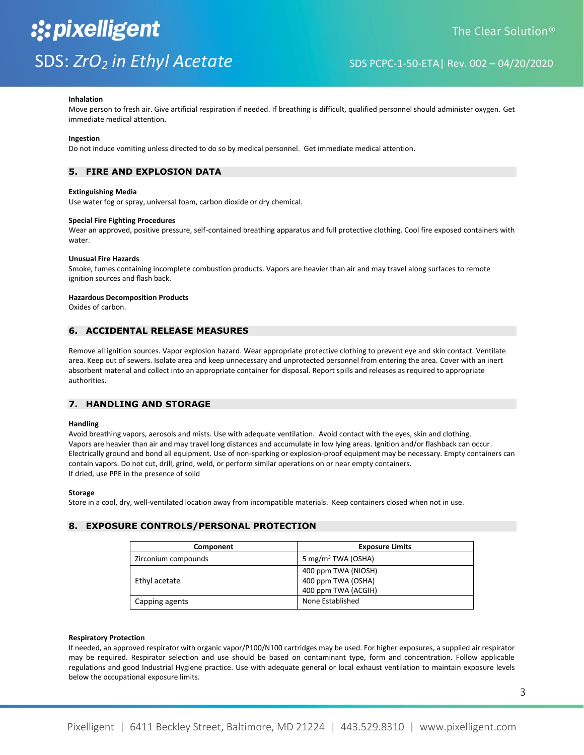**Inhalation**

Move person to fresh air. Give artificial respiration if needed. If breathing is difficult, qualified personnel should administer oxygen. Get immediate medical attention.

**Ingestion**

Do not induce vomiting unless directed to do so by medical personnel. Get immediate medical attention.

## 5. FIRE AND EXPLOSION DATA

**Extinguishing Media**

Use water fog or spray, universal foam, carbon dioxide or dry chemical.

**Special Fire Fighting Procedures**

Wear an approved, positive pressure, self-contained breathing apparatus and full protective clothing. Cool fire exposed containers with water.

**Unusual Fire Hazards**

Smoke, fumes containing incomplete combustion products. Vapors are heavier than air and may travel along surfaces to remote ignition sources and flash back.

**Hazardous Decomposition Products**

Oxides of carbon.

## 6. ACCIDENTAL RELEASE MEASURES

Remove all ignition sources. Vapor explosion hazard. Wear appropriate protective clothing to prevent eye and skin contact. Ventilate area. Keep out of sewers. Isolate area and keep unnecessary and unprotected personnel from entering the area. Cover with an inert absorbent material and collect into an appropriate container for disposal. Report spills and releases as required to appropriate authorities.

## 7. HANDLING AND STORAGE

**Handling**

Avoid breathing vapors, aerosols and mists. Use with adequate ventilation. Avoid contact with the eyes, skin and clothing.
Vapors are heavier than air and may travel long distances and accumulate in low lying areas. Ignition and/or flashback can occur.
Electrically ground and bond all equipment. Use of non-sparking or explosion-proof equipment may be necessary. Empty containers can contain vapors. Do not cut, drill, grind, weld, or perform similar operations on or near empty containers.
If dried, use PPE in the presence of solid

**Storage**

Store in a cool, dry, well-ventilated location away from incompatible materials. Keep containers closed when not in use.

## 8. EXPOSURE CONTROLS/PERSONAL PROTECTION

| Component | Exposure Limits |
|---|---|
| Zirconium compounds | 5 mg/m$^3$ TWA (OSHA) |
| Ethyl acetate | 400 ppm TWA (NIOSH)<br>400 ppm TWA (OSHA)<br>400 ppm TWA (ACGIH) |
| Capping agents | None Established |

**Respiratory Protection**

If needed, an approved respirator with organic vapor/P100/N100 cartridges may be used. For higher exposures, a supplied air respirator may be required. Respirator selection and use should be based on contaminant type, form and concentration. Follow applicable regulations and good Industrial Hygiene practice. Use with adequate general or local exhaust ventilation to maintain exposure levels below the occupational exposure limits.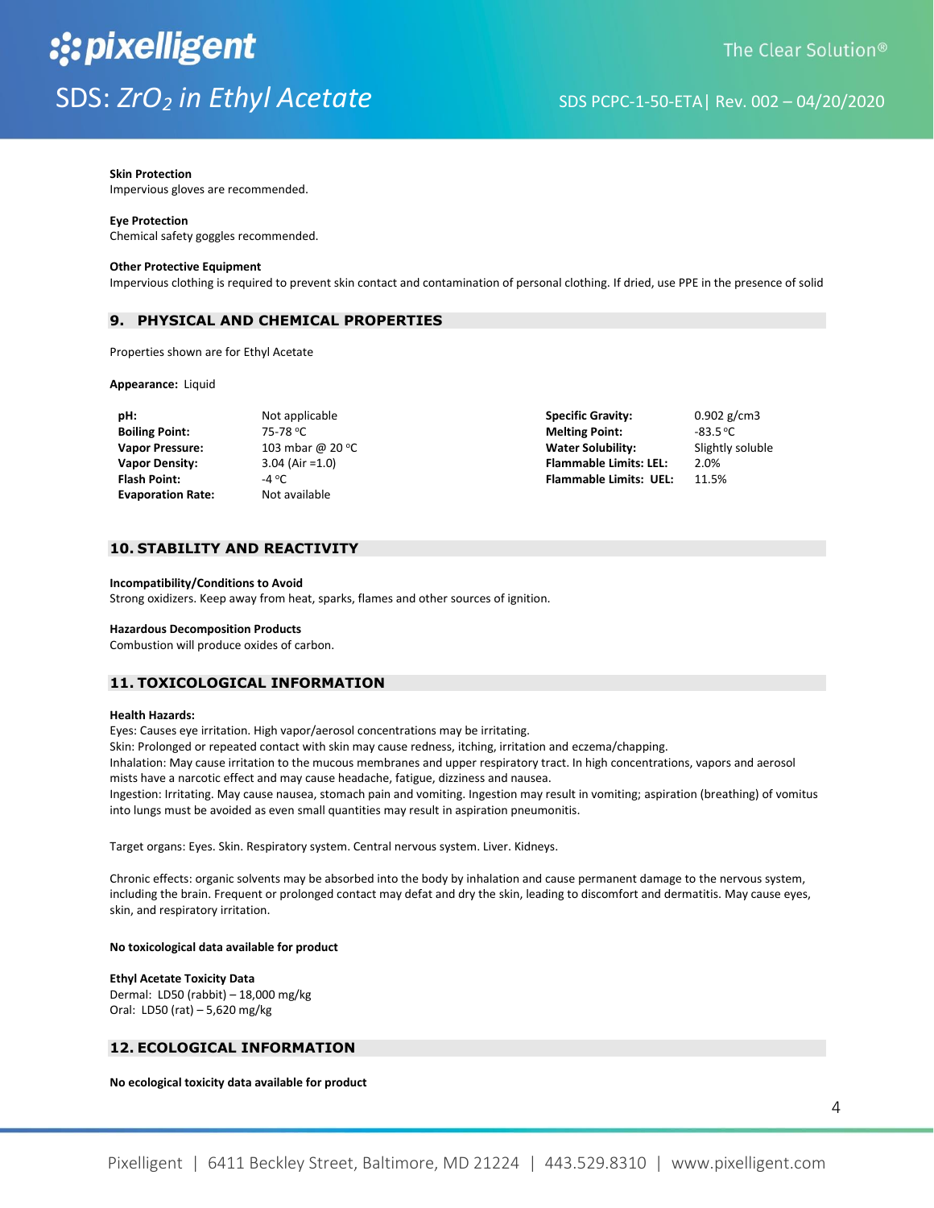**Skin Protection**
Impervious gloves are recommended.

**Eye Protection**
Chemical safety goggles recommended.

**Other Protective Equipment**
Impervious clothing is required to prevent skin contact and contamination of personal clothing. If dried, use PPE in the presence of solid

## 9. PHYSICAL AND CHEMICAL PROPERTIES

Properties shown are for Ethyl Acetate

**Appearance:** Liquid

| | | | |
|---|---|---|---|
| **pH:** | Not applicable | **Specific Gravity:** | 0.902 g/cm3 |
| **Boiling Point:** | 75-78 °C | **Melting Point:** | -83.5 °C |
| **Vapor Pressure:** | 103 mbar @ 20 °C | **Water Solubility:** | Slightly soluble |
| **Vapor Density:** | 3.04 (Air =1.0) | **Flammable Limits: LEL:** | 2.0% |
| **Flash Point:** | -4 °C | **Flammable Limits: UEL:** | 11.5% |
| **Evaporation Rate:** | Not available | | |

## 10. STABILITY AND REACTIVITY

**Incompatibility/Conditions to Avoid**
Strong oxidizers. Keep away from heat, sparks, flames and other sources of ignition.

**Hazardous Decomposition Products**
Combustion will produce oxides of carbon.

## 11. TOXICOLOGICAL INFORMATION

**Health Hazards:**
Eyes: Causes eye irritation. High vapor/aerosol concentrations may be irritating.
Skin: Prolonged or repeated contact with skin may cause redness, itching, irritation and eczema/chapping.
Inhalation: May cause irritation to the mucous membranes and upper respiratory tract. In high concentrations, vapors and aerosol mists have a narcotic effect and may cause headache, fatigue, dizziness and nausea.
Ingestion: Irritating. May cause nausea, stomach pain and vomiting. Ingestion may result in vomiting; aspiration (breathing) of vomitus into lungs must be avoided as even small quantities may result in aspiration pneumonitis.

Target organs: Eyes. Skin. Respiratory system. Central nervous system. Liver. Kidneys.

Chronic effects: organic solvents may be absorbed into the body by inhalation and cause permanent damage to the nervous system, including the brain. Frequent or prolonged contact may defat and dry the skin, leading to discomfort and dermatitis. May cause eyes, skin, and respiratory irritation.

**No toxicological data available for product**

**Ethyl Acetate Toxicity Data**
Dermal: LD50 (rabbit) – 18,000 mg/kg
Oral: LD50 (rat) – 5,620 mg/kg

## 12. ECOLOGICAL INFORMATION

**No ecological toxicity data available for product**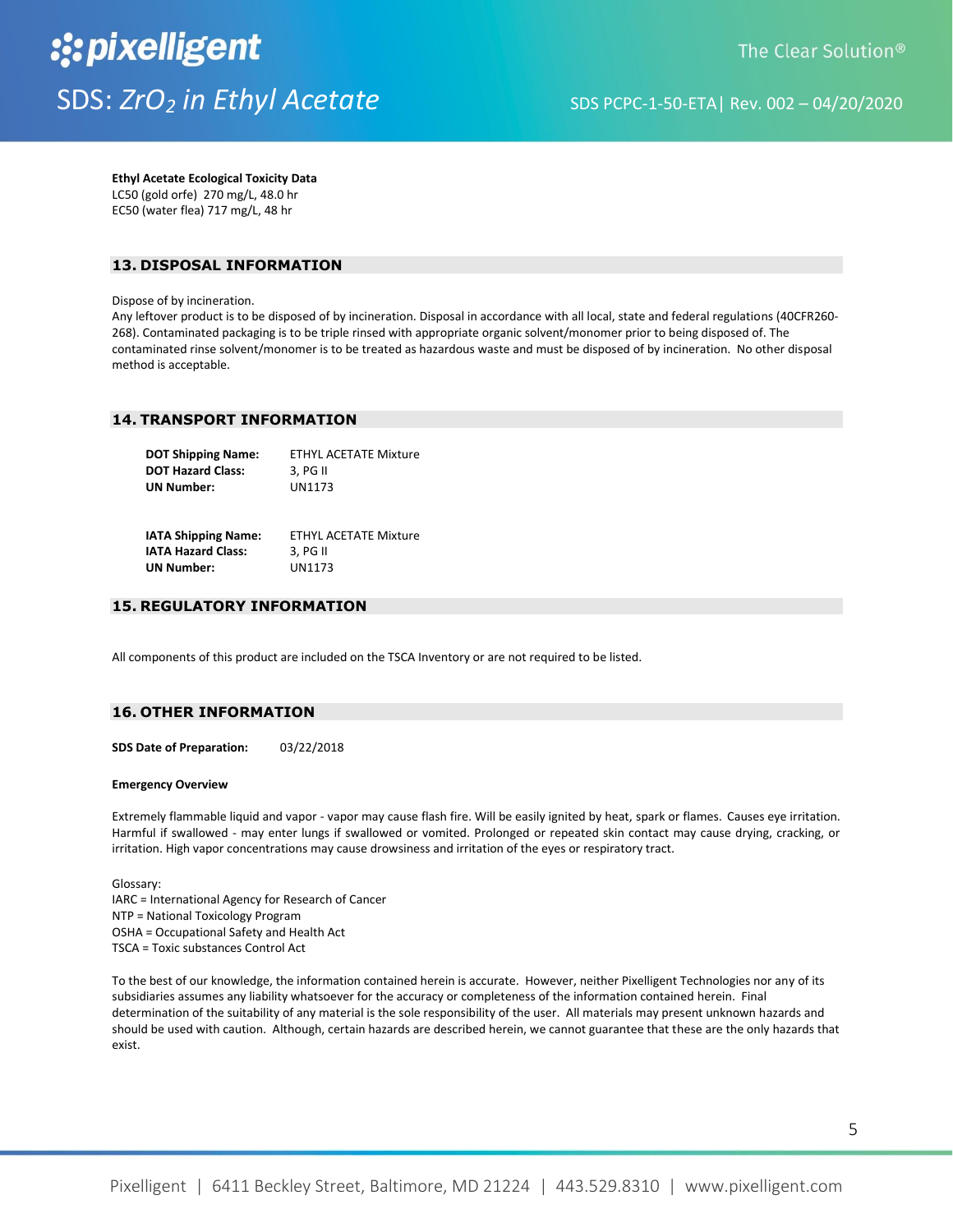**Ethyl Acetate Ecological Toxicity Data**
LC50 (gold orfe) 270 mg/L, 48.0 hr
EC50 (water flea) 717 mg/L, 48 hr

## 13. DISPOSAL INFORMATION

Dispose of by incineration.
Any leftover product is to be disposed of by incineration. Disposal in accordance with all local, state and federal regulations (40CFR260-268). Contaminated packaging is to be triple rinsed with appropriate organic solvent/monomer prior to being disposed of. The contaminated rinse solvent/monomer is to be treated as hazardous waste and must be disposed of by incineration. No other disposal method is acceptable.

## 14. TRANSPORT INFORMATION

| | |
|---|---|
| **DOT Shipping Name:** | ETHYL ACETATE Mixture |
| **DOT Hazard Class:** | 3, PG II |
| **UN Number:** | UN1173 |

| | |
|---|---|
| **IATA Shipping Name:** | ETHYL ACETATE Mixture |
| **IATA Hazard Class:** | 3, PG II |
| **UN Number:** | UN1173 |

## 15. REGULATORY INFORMATION

All components of this product are included on the TSCA Inventory or are not required to be listed.

## 16. OTHER INFORMATION

**SDS Date of Preparation:** 03/22/2018

**Emergency Overview**

Extremely flammable liquid and vapor - vapor may cause flash fire. Will be easily ignited by heat, spark or flames. Causes eye irritation. Harmful if swallowed - may enter lungs if swallowed or vomited. Prolonged or repeated skin contact may cause drying, cracking, or irritation. High vapor concentrations may cause drowsiness and irritation of the eyes or respiratory tract.

Glossary:
IARC = International Agency for Research of Cancer
NTP = National Toxicology Program
OSHA = Occupational Safety and Health Act
TSCA = Toxic substances Control Act

To the best of our knowledge, the information contained herein is accurate. However, neither Pixelligent Technologies nor any of its subsidiaries assumes any liability whatsoever for the accuracy or completeness of the information contained herein. Final determination of the suitability of any material is the sole responsibility of the user. All materials may present unknown hazards and should be used with caution. Although, certain hazards are described herein, we cannot guarantee that these are the only hazards that exist.